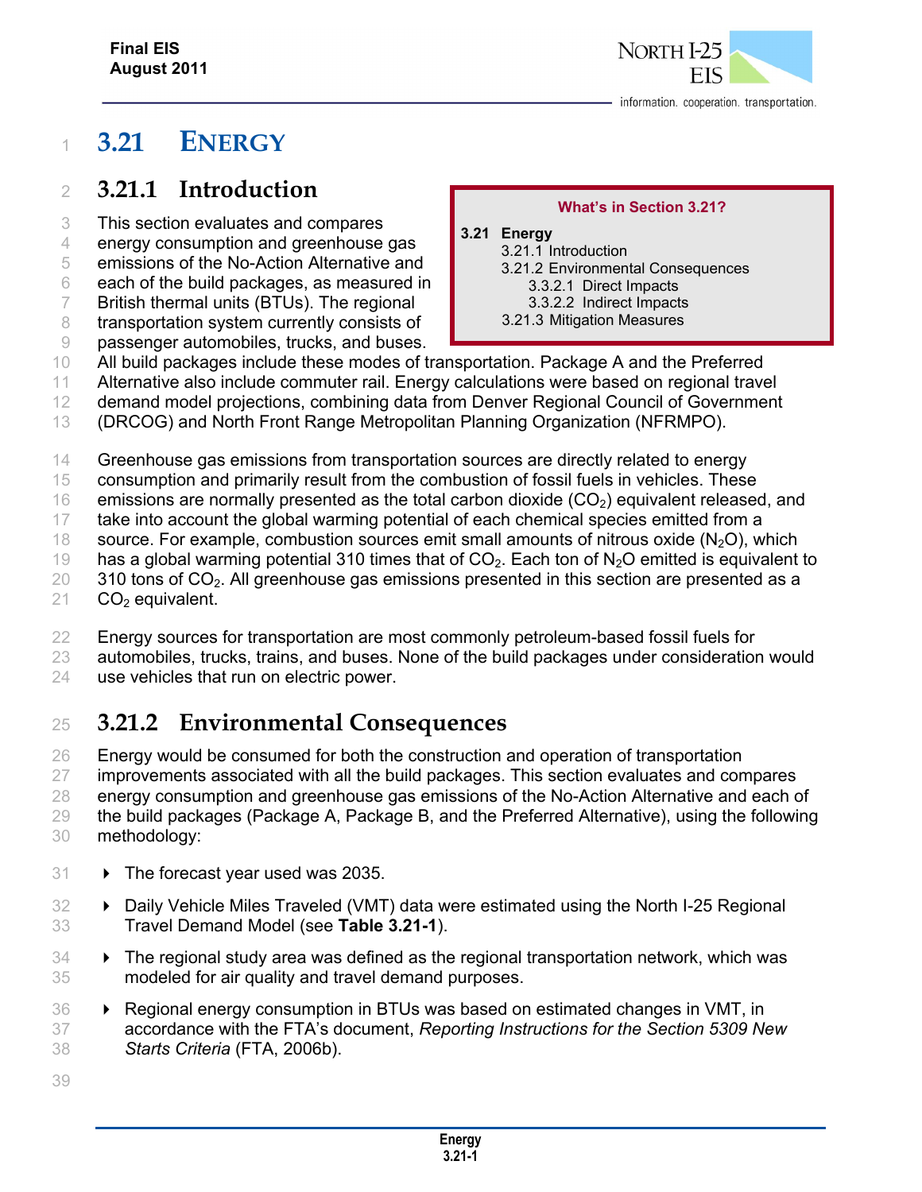# 3.21 ENERGY

## 3.21.1 Introduction

> **What's in Section 3.21?**
>
> **3.21 Energy**
> - 3.21.1 Introduction
> - 3.21.2 Environmental Consequences
>   - 3.3.2.1 Direct Impacts
>   - 3.3.2.2 Indirect Impacts
> - 3.21.3 Mitigation Measures

This section evaluates and compares energy consumption and greenhouse gas emissions of the No-Action Alternative and each of the build packages, as measured in British thermal units (BTUs). The regional transportation system currently consists of passenger automobiles, trucks, and buses. All build packages include these modes of transportation. Package A and the Preferred Alternative also include commuter rail. Energy calculations were based on regional travel demand model projections, combining data from Denver Regional Council of Government (DRCOG) and North Front Range Metropolitan Planning Organization (NFRMPO).

Greenhouse gas emissions from transportation sources are directly related to energy consumption and primarily result from the combustion of fossil fuels in vehicles. These emissions are normally presented as the total carbon dioxide ($CO_2$) equivalent released, and take into account the global warming potential of each chemical species emitted from a source. For example, combustion sources emit small amounts of nitrous oxide ($N_2O$), which has a global warming potential 310 times that of $CO_2$. Each ton of $N_2O$ emitted is equivalent to 310 tons of $CO_2$. All greenhouse gas emissions presented in this section are presented as a $CO_2$ equivalent.

Energy sources for transportation are most commonly petroleum-based fossil fuels for automobiles, trucks, trains, and buses. None of the build packages under consideration would use vehicles that run on electric power.

## 3.21.2 Environmental Consequences

Energy would be consumed for both the construction and operation of transportation improvements associated with all the build packages. This section evaluates and compares energy consumption and greenhouse gas emissions of the No-Action Alternative and each of the build packages (Package A, Package B, and the Preferred Alternative), using the following methodology:

- The forecast year used was 2035.
- Daily Vehicle Miles Traveled (VMT) data were estimated using the North I-25 Regional Travel Demand Model (see **Table 3.21-1**).
- The regional study area was defined as the regional transportation network, which was modeled for air quality and travel demand purposes.
- Regional energy consumption in BTUs was based on estimated changes in VMT, in accordance with the FTA's document, *Reporting Instructions for the Section 5309 New Starts Criteria* (FTA, 2006b).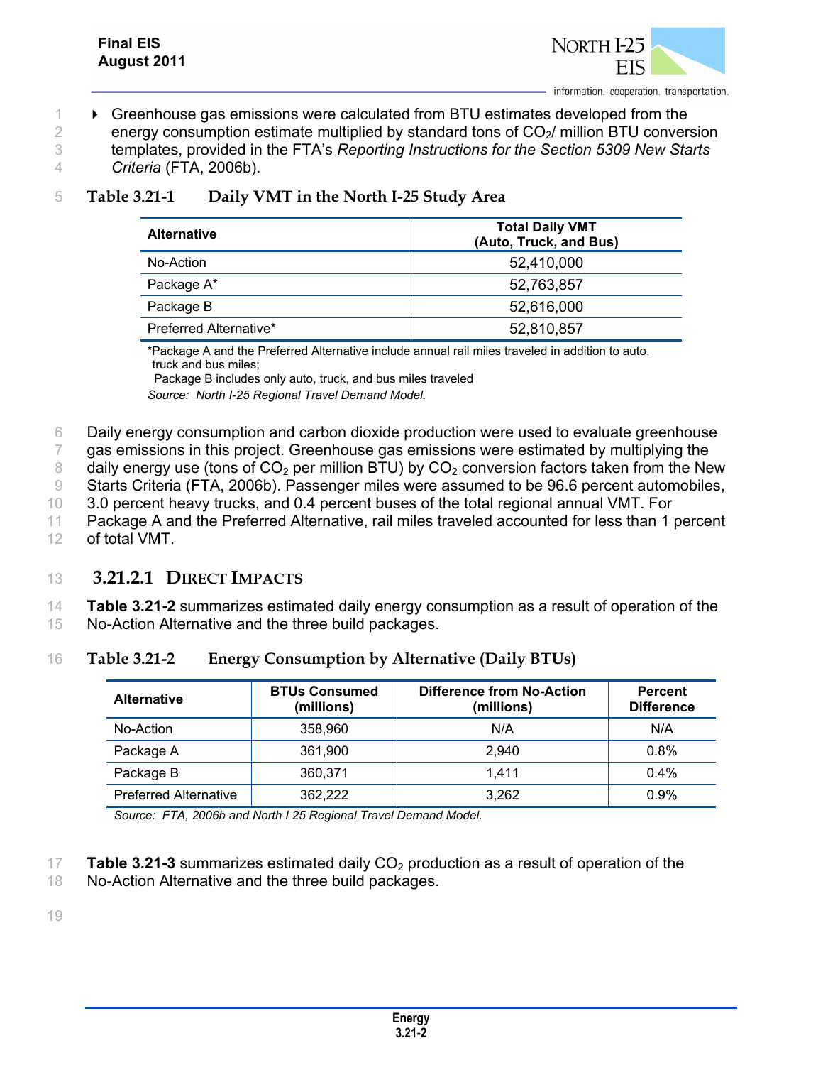- Greenhouse gas emissions were calculated from BTU estimates developed from the energy consumption estimate multiplied by standard tons of $CO_2$/ million BTU conversion templates, provided in the FTA's *Reporting Instructions for the Section 5309 New Starts Criteria* (FTA, 2006b).

**Table 3.21-1 Daily VMT in the North I-25 Study Area**

| Alternative | Total Daily VMT (Auto, Truck, and Bus) |
|---|---|
| No-Action | 52,410,000 |
| Package A* | 52,763,857 |
| Package B | 52,616,000 |
| Preferred Alternative* | 52,810,857 |

*Package A and the Preferred Alternative include annual rail miles traveled in addition to auto, truck and bus miles;
Package B includes only auto, truck, and bus miles traveled
*Source: North I-25 Regional Travel Demand Model.*

Daily energy consumption and carbon dioxide production were used to evaluate greenhouse gas emissions in this project. Greenhouse gas emissions were estimated by multiplying the daily energy use (tons of $CO_2$ per million BTU) by $CO_2$ conversion factors taken from the New Starts Criteria (FTA, 2006b). Passenger miles were assumed to be 96.6 percent automobiles, 3.0 percent heavy trucks, and 0.4 percent buses of the total regional annual VMT. For Package A and the Preferred Alternative, rail miles traveled accounted for less than 1 percent of total VMT.

### 3.21.2.1 Direct Impacts

**Table 3.21-2** summarizes estimated daily energy consumption as a result of operation of the No-Action Alternative and the three build packages.

**Table 3.21-2 Energy Consumption by Alternative (Daily BTUs)**

| Alternative | BTUs Consumed (millions) | Difference from No-Action (millions) | Percent Difference |
|---|---|---|---|
| No-Action | 358,960 | N/A | N/A |
| Package A | 361,900 | 2,940 | 0.8% |
| Package B | 360,371 | 1,411 | 0.4% |
| Preferred Alternative | 362,222 | 3,262 | 0.9% |

*Source: FTA, 2006b and North I 25 Regional Travel Demand Model.*

**Table 3.21-3** summarizes estimated daily $CO_2$ production as a result of operation of the No-Action Alternative and the three build packages.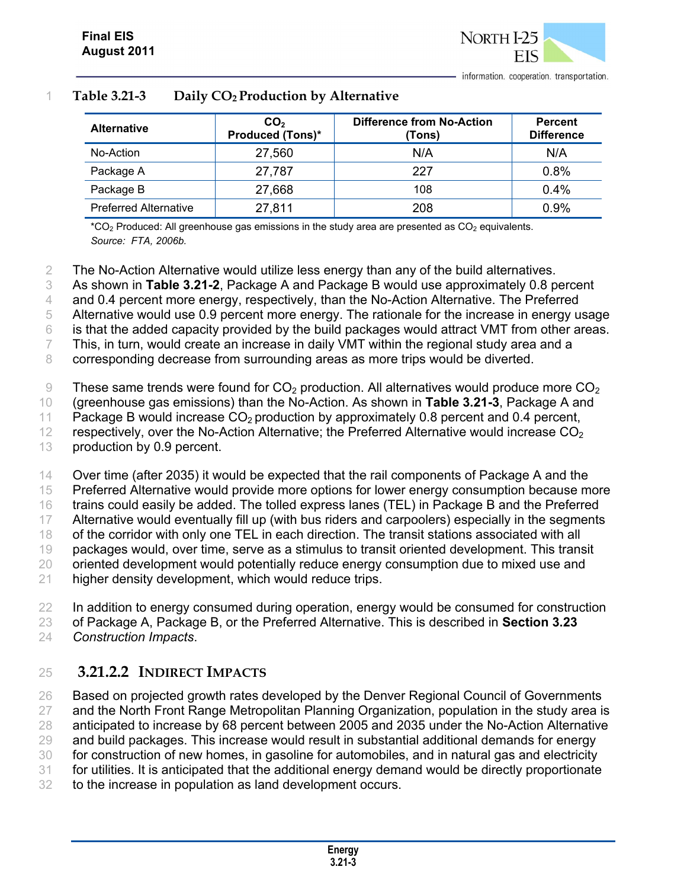**Table 3.21-3 Daily $CO_2$ Production by Alternative**

| Alternative | $CO_2$ Produced (Tons)* | Difference from No-Action (Tons) | Percent Difference |
|---|---|---|---|
| No-Action | 27,560 | N/A | N/A |
| Package A | 27,787 | 227 | 0.8% |
| Package B | 27,668 | 108 | 0.4% |
| Preferred Alternative | 27,811 | 208 | 0.9% |

*$CO_2$ Produced: All greenhouse gas emissions in the study area are presented as $CO_2$ equivalents.
*Source: FTA, 2006b.*

The No-Action Alternative would utilize less energy than any of the build alternatives. As shown in **Table 3.21-2**, Package A and Package B would use approximately 0.8 percent and 0.4 percent more energy, respectively, than the No-Action Alternative. The Preferred Alternative would use 0.9 percent more energy. The rationale for the increase in energy usage is that the added capacity provided by the build packages would attract VMT from other areas. This, in turn, would create an increase in daily VMT within the regional study area and a corresponding decrease from surrounding areas as more trips would be diverted.

These same trends were found for $CO_2$ production. All alternatives would produce more $CO_2$ (greenhouse gas emissions) than the No-Action. As shown in **Table 3.21-3**, Package A and Package B would increase $CO_2$ production by approximately 0.8 percent and 0.4 percent, respectively, over the No-Action Alternative; the Preferred Alternative would increase $CO_2$ production by 0.9 percent.

Over time (after 2035) it would be expected that the rail components of Package A and the Preferred Alternative would provide more options for lower energy consumption because more trains could easily be added. The tolled express lanes (TEL) in Package B and the Preferred Alternative would eventually fill up (with bus riders and carpoolers) especially in the segments of the corridor with only one TEL in each direction. The transit stations associated with all packages would, over time, serve as a stimulus to transit oriented development. This transit oriented development would potentially reduce energy consumption due to mixed use and higher density development, which would reduce trips.

In addition to energy consumed during operation, energy would be consumed for construction of Package A, Package B, or the Preferred Alternative. This is described in **Section 3.23** *Construction Impacts*.

### 3.21.2.2 Indirect Impacts

Based on projected growth rates developed by the Denver Regional Council of Governments and the North Front Range Metropolitan Planning Organization, population in the study area is anticipated to increase by 68 percent between 2005 and 2035 under the No-Action Alternative and build packages. This increase would result in substantial additional demands for energy for construction of new homes, in gasoline for automobiles, and in natural gas and electricity for utilities. It is anticipated that the additional energy demand would be directly proportionate to the increase in population as land development occurs.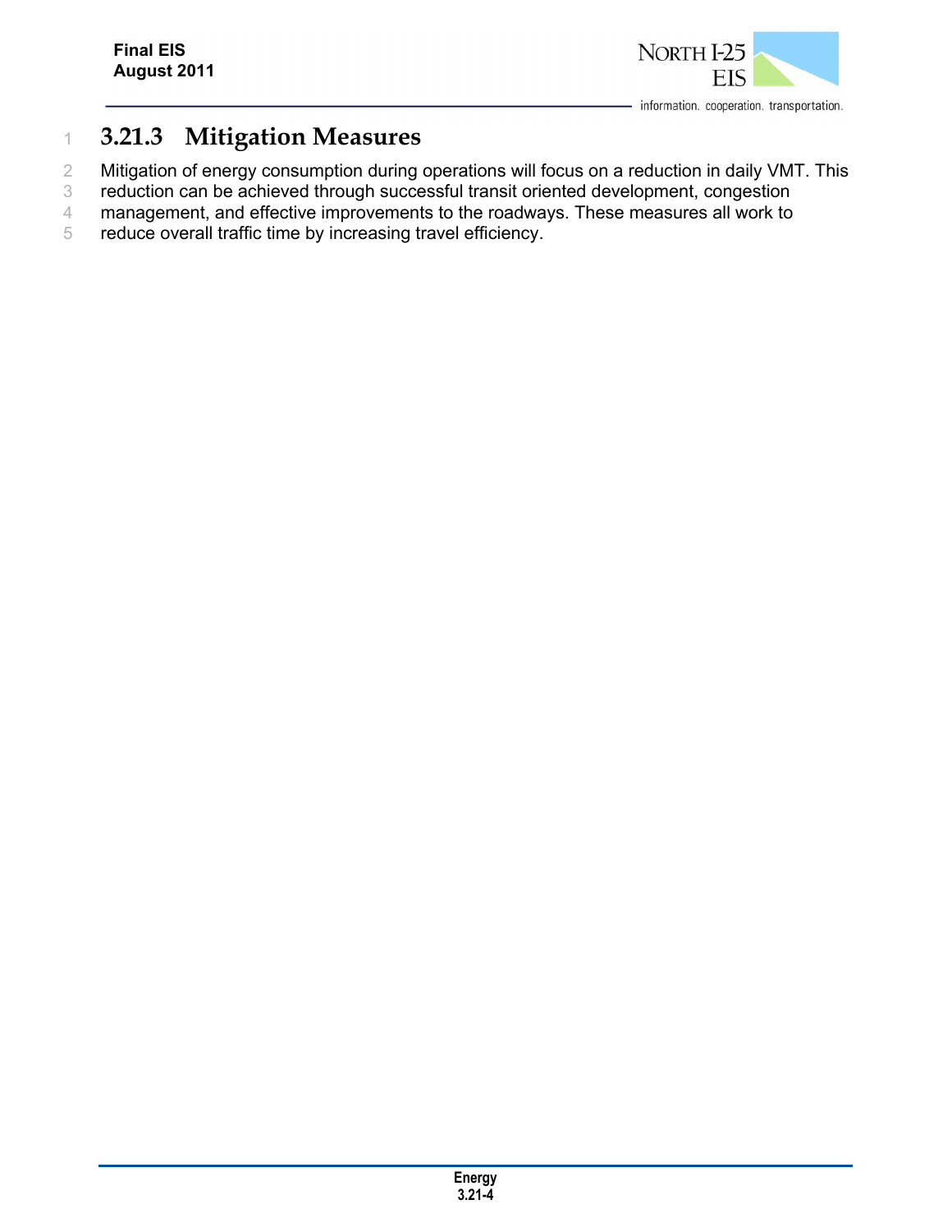### 3.21.3 Mitigation Measures

Mitigation of energy consumption during operations will focus on a reduction in daily VMT. This reduction can be achieved through successful transit oriented development, congestion management, and effective improvements to the roadways. These measures all work to reduce overall traffic time by increasing travel efficiency.